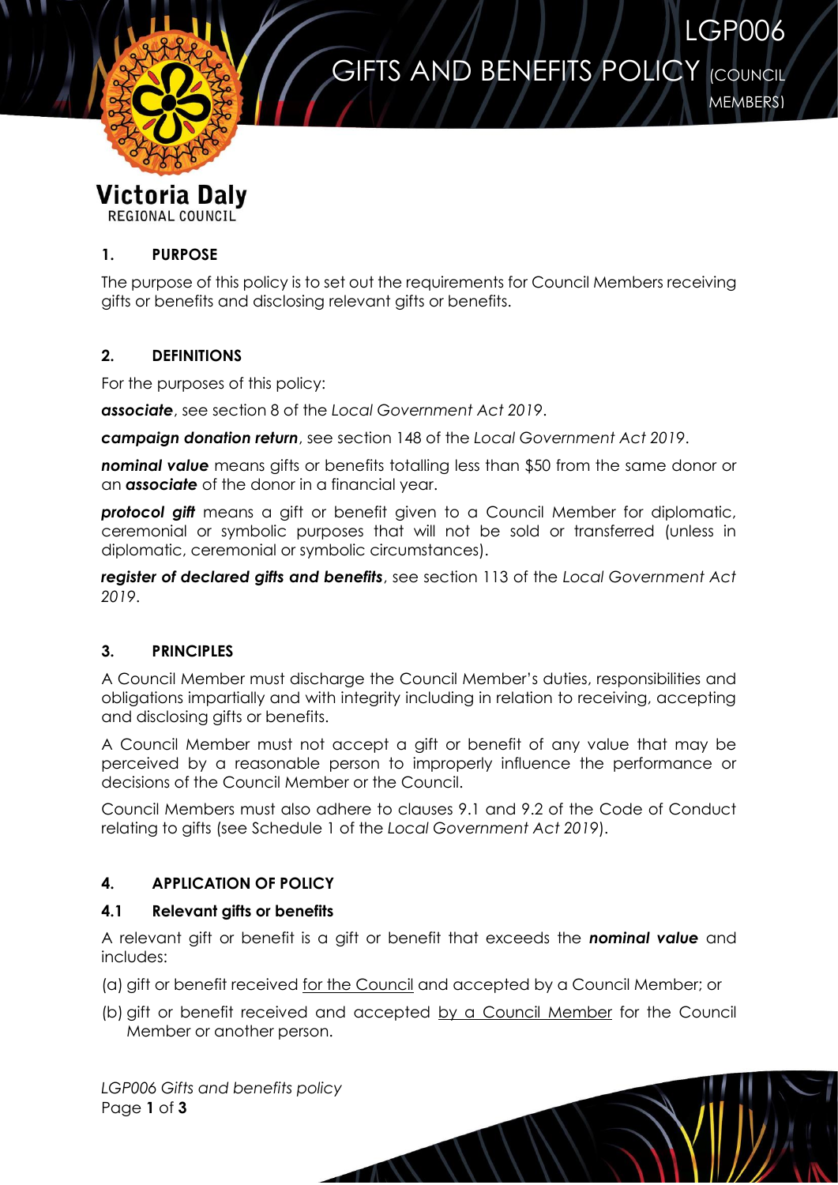# LGP006 GIFTS AND BENEFITS POLICY (COUNCIL MEMBERS)

Victoria Daly
REGIONAL COUNCIL

## 1. PURPOSE

The purpose of this policy is to set out the requirements for Council Members receiving gifts or benefits and disclosing relevant gifts or benefits.

## 2. DEFINITIONS

For the purposes of this policy:

***associate***, see section 8 of the *Local Government Act 2019*.

***campaign donation return***, see section 148 of the *Local Government Act 2019*.

***nominal value*** means gifts or benefits totalling less than $50 from the same donor or an ***associate*** of the donor in a financial year.

***protocol gift*** means a gift or benefit given to a Council Member for diplomatic, ceremonial or symbolic purposes that will not be sold or transferred (unless in diplomatic, ceremonial or symbolic circumstances).

***register of declared gifts and benefits***, see section 113 of the *Local Government Act 2019*.

## 3. PRINCIPLES

A Council Member must discharge the Council Member's duties, responsibilities and obligations impartially and with integrity including in relation to receiving, accepting and disclosing gifts or benefits.

A Council Member must not accept a gift or benefit of any value that may be perceived by a reasonable person to improperly influence the performance or decisions of the Council Member or the Council.

Council Members must also adhere to clauses 9.1 and 9.2 of the Code of Conduct relating to gifts (see Schedule 1 of the *Local Government Act 2019*).

## 4. APPLICATION OF POLICY

### 4.1 Relevant gifts or benefits

A relevant gift or benefit is a gift or benefit that exceeds the ***nominal value*** and includes:

(a) gift or benefit received for the Council and accepted by a Council Member; or

(b) gift or benefit received and accepted by a Council Member for the Council Member or another person.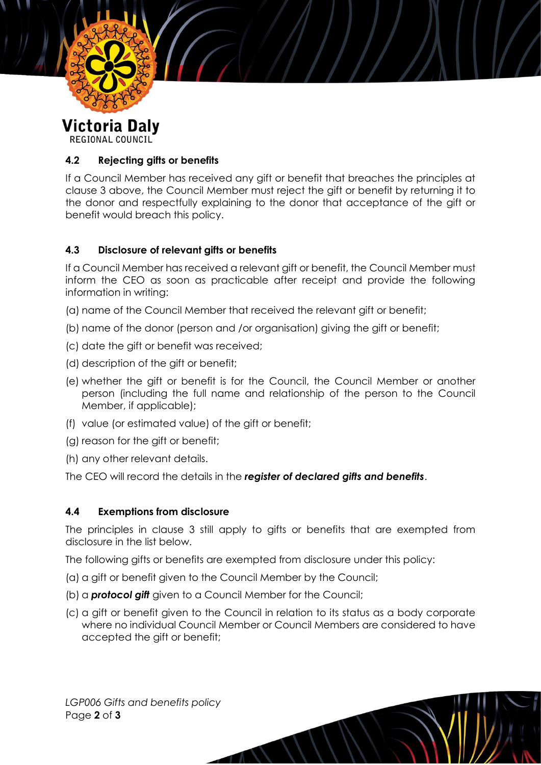### 4.2 Rejecting gifts or benefits

If a Council Member has received any gift or benefit that breaches the principles at clause 3 above, the Council Member must reject the gift or benefit by returning it to the donor and respectfully explaining to the donor that acceptance of the gift or benefit would breach this policy.

### 4.3 Disclosure of relevant gifts or benefits

If a Council Member has received a relevant gift or benefit, the Council Member must inform the CEO as soon as practicable after receipt and provide the following information in writing:

(a) name of the Council Member that received the relevant gift or benefit;

(b) name of the donor (person and /or organisation) giving the gift or benefit;

(c) date the gift or benefit was received;

(d) description of the gift or benefit;

(e) whether the gift or benefit is for the Council, the Council Member or another person (including the full name and relationship of the person to the Council Member, if applicable);

(f) value (or estimated value) of the gift or benefit;

(g) reason for the gift or benefit;

(h) any other relevant details.

The CEO will record the details in the ***register of declared gifts and benefits***.

### 4.4 Exemptions from disclosure

The principles in clause 3 still apply to gifts or benefits that are exempted from disclosure in the list below.

The following gifts or benefits are exempted from disclosure under this policy:

(a) a gift or benefit given to the Council Member by the Council;

(b) a ***protocol gift*** given to a Council Member for the Council;

(c) a gift or benefit given to the Council in relation to its status as a body corporate where no individual Council Member or Council Members are considered to have accepted the gift or benefit;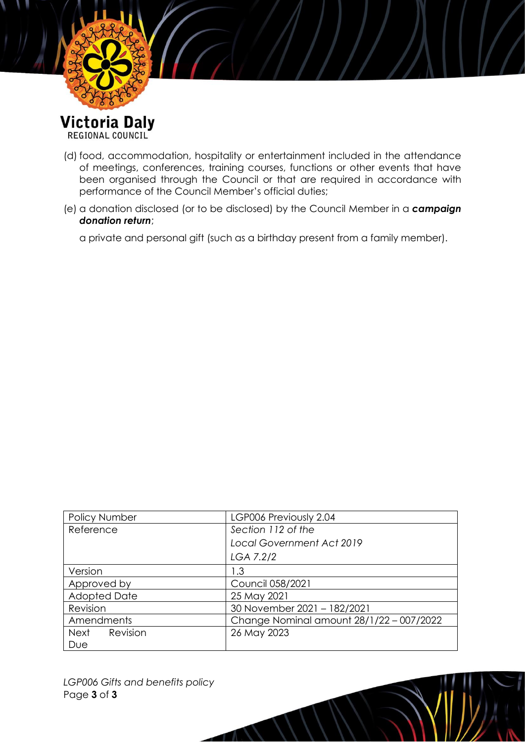(d) food, accommodation, hospitality or entertainment included in the attendance of meetings, conferences, training courses, functions or other events that have been organised through the Council or that are required in accordance with performance of the Council Member's official duties;

(e) a donation disclosed (or to be disclosed) by the Council Member in a ***campaign donation return***;

a private and personal gift (such as a birthday present from a family member).

| | |
|---|---|
| Policy Number | LGP006 Previously 2.04 |
| Reference | *Section 112 of the*<br>*Local Government Act 2019*<br>*LGA 7.2/2* |
| Version | 1.3 |
| Approved by | Council 058/2021 |
| Adopted Date | 25 May 2021 |
| Revision | 30 November 2021 – 182/2021 |
| Amendments | Change Nominal amount 28/1/22 – 007/2022 |
| Next Revision Due | 26 May 2023 |